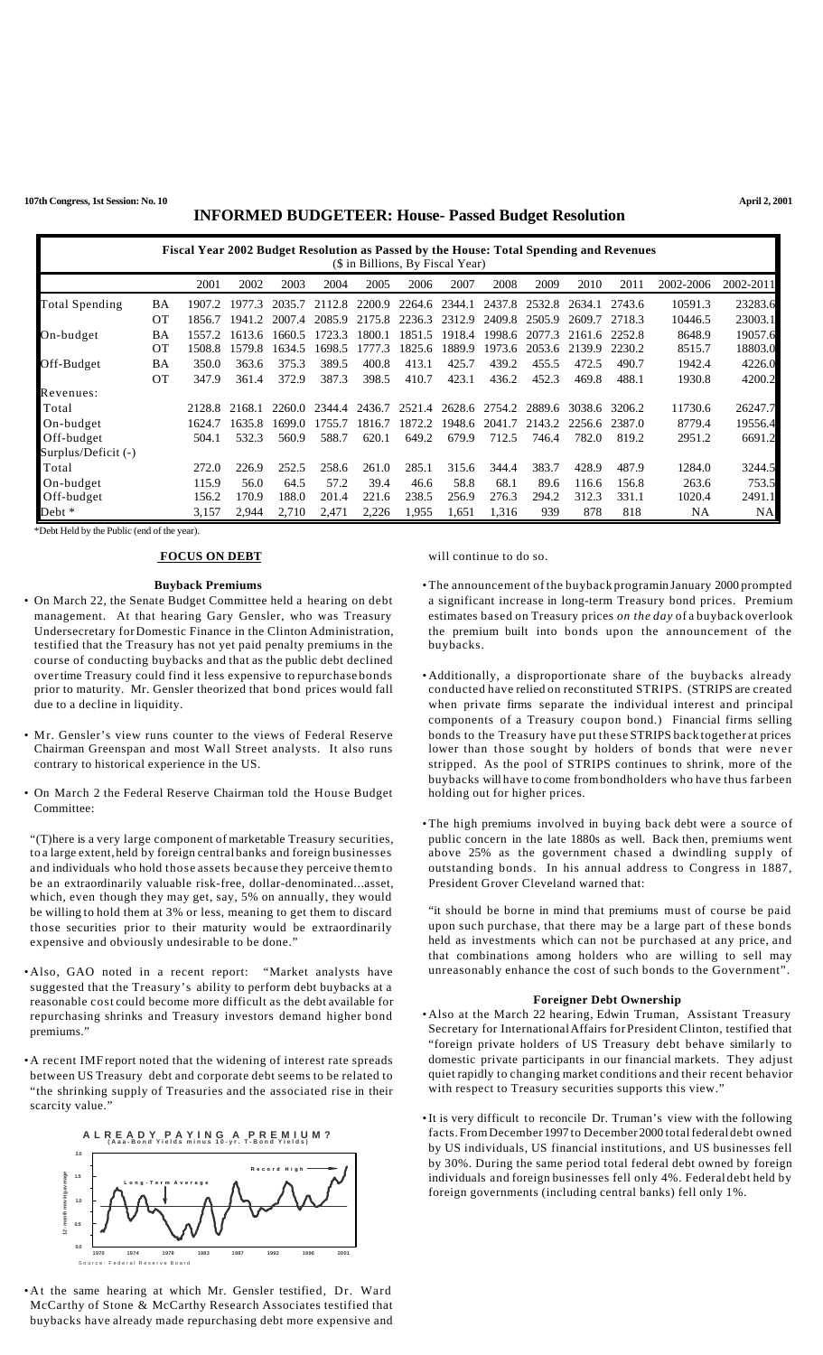# INFORMED BUDGETEER: House- Passed Budget Resolution

**Fiscal Year 2002 Budget Resolution as Passed by the House: Total Spending and Revenues**
(\$ in Billions, By Fiscal Year)

| | | 2001 | 2002 | 2003 | 2004 | 2005 | 2006 | 2007 | 2008 | 2009 | 2010 | 2011 | 2002-2006 | 2002-2011 |
|---|---|---|---|---|---|---|---|---|---|---|---|---|---|---|
| Total Spending | BA | 1907.2 | 1977.3 | 2035.7 | 2112.8 | 2200.9 | 2264.6 | 2344.1 | 2437.8 | 2532.8 | 2634.1 | 2743.6 | 10591.3 | 23283.6 |
| | OT | 1856.7 | 1941.2 | 2007.4 | 2085.9 | 2175.8 | 2236.3 | 2312.9 | 2409.8 | 2505.9 | 2609.7 | 2718.3 | 10446.5 | 23003.1 |
| On-budget | BA | 1557.2 | 1613.6 | 1660.5 | 1723.3 | 1800.1 | 1851.5 | 1918.4 | 1998.6 | 2077.3 | 2161.6 | 2252.8 | 8648.9 | 19057.6 |
| | OT | 1508.8 | 1579.8 | 1634.5 | 1698.5 | 1777.3 | 1825.6 | 1889.9 | 1973.6 | 2053.6 | 2139.9 | 2230.2 | 8515.7 | 18803.0 |
| Off-Budget | BA | 350.0 | 363.6 | 375.3 | 389.5 | 400.8 | 413.1 | 425.7 | 439.2 | 455.5 | 472.5 | 490.7 | 1942.4 | 4226.0 |
| | OT | 347.9 | 361.4 | 372.9 | 387.3 | 398.5 | 410.7 | 423.1 | 436.2 | 452.3 | 469.8 | 488.1 | 1930.8 | 4200.2 |
| Revenues: | | | | | | | | | | | | | | |
| Total | | 2128.8 | 2168.1 | 2260.0 | 2344.4 | 2436.7 | 2521.4 | 2628.6 | 2754.2 | 2889.6 | 3038.6 | 3206.2 | 11730.6 | 26247.7 |
| On-budget | | 1624.7 | 1635.8 | 1699.0 | 1755.7 | 1816.7 | 1872.2 | 1948.6 | 2041.7 | 2143.2 | 2256.6 | 2387.0 | 8779.4 | 19556.4 |
| Off-budget | | 504.1 | 532.3 | 560.9 | 588.7 | 620.1 | 649.2 | 679.9 | 712.5 | 746.4 | 782.0 | 819.2 | 2951.2 | 6691.2 |
| Surplus/Deficit (-) | | | | | | | | | | | | | | |
| Total | | 272.0 | 226.9 | 252.5 | 258.6 | 261.0 | 285.1 | 315.6 | 344.4 | 383.7 | 428.9 | 487.9 | 1284.0 | 3244.5 |
| On-budget | | 115.9 | 56.0 | 64.5 | 57.2 | 39.4 | 46.6 | 58.8 | 68.1 | 89.6 | 116.6 | 156.8 | 263.6 | 753.5 |
| Off-budget | | 156.2 | 170.9 | 188.0 | 201.4 | 221.6 | 238.5 | 256.9 | 276.3 | 294.2 | 312.3 | 331.1 | 1020.4 | 2491.1 |
| Debt * | | 3,157 | 2,944 | 2,710 | 2,471 | 2,226 | 1,955 | 1,651 | 1,316 | 939 | 878 | 818 | NA | NA |

*Debt Held by the Public (end of the year).

## FOCUS ON DEBT

### Buyback Premiums

- On March 22, the Senate Budget Committee held a hearing on debt management. At that hearing Gary Gensler, who was Treasury Undersecretary for Domestic Finance in the Clinton Administration, testified that the Treasury has not yet paid penalty premiums in the course of conducting buybacks and that as the public debt declined over time Treasury could find it less expensive to repurchase bonds prior to maturity. Mr. Gensler theorized that bond prices would fall due to a decline in liquidity.

- Mr. Gensler's view runs counter to the views of Federal Reserve Chairman Greenspan and most Wall Street analysts. It also runs contrary to historical experience in the US.

- On March 2 the Federal Reserve Chairman told the House Budget Committee:

"(T)here is a very large component of marketable Treasury securities, to a large extent, held by foreign central banks and foreign businesses and individuals who hold those assets because they perceive them to be an extraordinarily valuable risk-free, dollar-denominated...asset, which, even though they may get, say, 5% on annually, they would be willing to hold them at 3% or less, meaning to get them to discard those securities prior to their maturity would be extraordinarily expensive and obviously undesirable to be done."

- Also, GAO noted in a recent report: "Market analysts have suggested that the Treasury's ability to perform debt buybacks at a reasonable cost could become more difficult as the debt available for repurchasing shrinks and Treasury investors demand higher bond premiums."

- A recent IMF report noted that the widening of interest rate spreads between US Treasury debt and corporate debt seems to be related to "the shrinking supply of Treasuries and the associated rise in their scarcity value."

**ALREADY PAYING A PREMIUM?** (Aaa-Bond Yields minus 10-yr. T-Bond Yields)

Source: Federal Reserve Board

- At the same hearing at which Mr. Gensler testified, Dr. Ward McCarthy of Stone & McCarthy Research Associates testified that buybacks have already made repurchasing debt more expensive and will continue to do so.

- The announcement of the buyback program in January 2000 prompted a significant increase in long-term Treasury bond prices. Premium estimates based on Treasury prices *on the day* of a buyback overlook the premium built into bonds upon the announcement of the buybacks.

- Additionally, a disproportionate share of the buybacks already conducted have relied on reconstituted STRIPS. (STRIPS are created when private firms separate the individual interest and principal components of a Treasury coupon bond.) Financial firms selling bonds to the Treasury have put these STRIPS back together at prices lower than those sought by holders of bonds that were never stripped. As the pool of STRIPS continues to shrink, more of the buybacks will have to come from bondholders who have thus far been holding out for higher prices.

- The high premiums involved in buying back debt were a source of public concern in the late 1880s as well. Back then, premiums went above 25% as the government chased a dwindling supply of outstanding bonds. In his annual address to Congress in 1887, President Grover Cleveland warned that:

"it should be borne in mind that premiums must of course be paid upon such purchase, that there may be a large part of these bonds held as investments which can not be purchased at any price, and that combinations among holders who are willing to sell may unreasonably enhance the cost of such bonds to the Government".

### Foreigner Debt Ownership

- Also at the March 22 hearing, Edwin Truman, Assistant Treasury Secretary for International Affairs for President Clinton, testified that "foreign private holders of US Treasury debt behave similarly to domestic private participants in our financial markets. They adjust quiet rapidly to changing market conditions and their recent behavior with respect to Treasury securities supports this view."

- It is very difficult to reconcile Dr. Truman's view with the following facts. From December 1997 to December 2000 total federal debt owned by US individuals, US financial institutions, and US businesses fell by 30%. During the same period total federal debt owned by foreign individuals and foreign businesses fell only 4%. Federal debt held by foreign governments (including central banks) fell only 1%.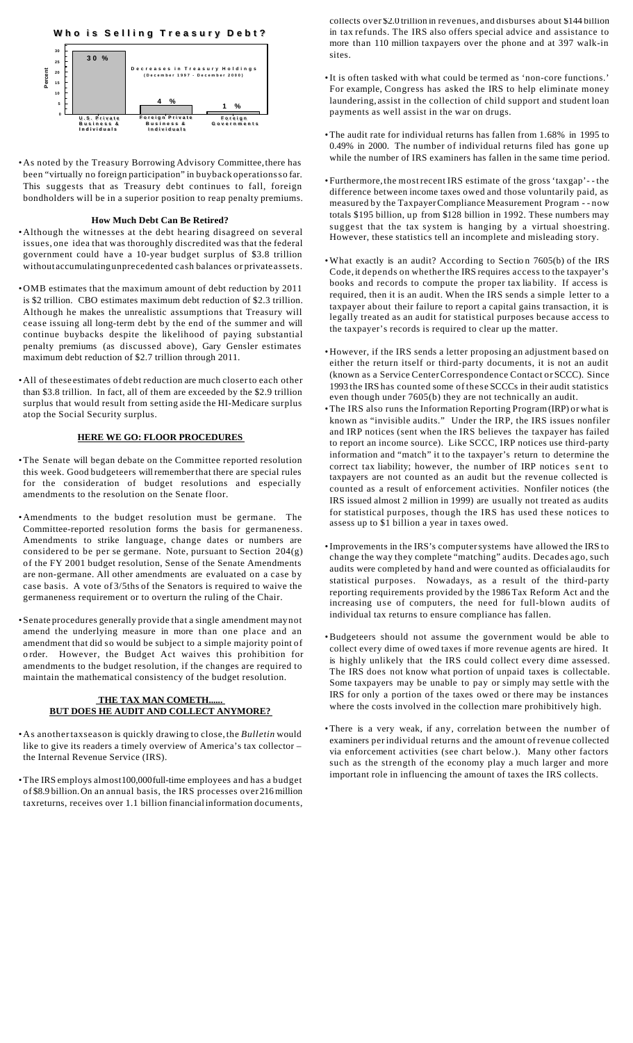## Who is Selling Treasury Debt?

Decreases in Treasury Holdings (December 1997 - December 2000)

| | Percent |
|---|---|
| U.S. Private Business & Individuals | 30 % |
| Foreign Private Business & Individuals | 4 % |
| Foreign Governments | 1 % |

- As noted by the Treasury Borrowing Advisory Committee, there has been "virtually no foreign participation" in buyback operations so far. This suggests that as Treasury debt continues to fall, foreign bondholders will be in a superior position to reap penalty premiums.

### How Much Debt Can Be Retired?

- Although the witnesses at the debt hearing disagreed on several issues, one idea that was thoroughly discredited was that the federal government could have a 10-year budget surplus of $3.8 trillion without accumulating unprecedented cash balances or private assets.

- OMB estimates that the maximum amount of debt reduction by 2011 is $2 trillion. CBO estimates maximum debt reduction of $2.3 trillion. Although he makes the unrealistic assumptions that Treasury will cease issuing all long-term debt by the end of the summer and will continue buybacks despite the likelihood of paying substantial penalty premiums (as discussed above), Gary Gensler estimates maximum debt reduction of $2.7 trillion through 2011.

- All of these estimates of debt reduction are much closer to each other than $3.8 trillion. In fact, all of them are exceeded by the $2.9 trillion surplus that would result from setting aside the HI-Medicare surplus atop the Social Security surplus.

### HERE WE GO: FLOOR PROCEDURES

- The Senate will began debate on the Committee reported resolution this week. Good budgeteers will remember that there are special rules for the consideration of budget resolutions and especially amendments to the resolution on the Senate floor.

- Amendments to the budget resolution must be germane. The Committee-reported resolution forms the basis for germaneness. Amendments to strike language, change dates or numbers are considered to be per se germane. Note, pursuant to Section 204(g) of the FY 2001 budget resolution, Sense of the Senate Amendments are non-germane. All other amendments are evaluated on a case by case basis. A vote of 3/5ths of the Senators is required to waive the germaneness requirement or to overturn the ruling of the Chair.

- Senate procedures generally provide that a single amendment may not amend the underlying measure in more than one place and an amendment that did so would be subject to a simple majority point of order. However, the Budget Act waives this prohibition for amendments to the budget resolution, if the changes are required to maintain the mathematical consistency of the budget resolution.

### THE TAX MAN COMETH...... BUT DOES HE AUDIT AND COLLECT ANYMORE?

- As another tax season is quickly drawing to close, the *Bulletin* would like to give its readers a timely overview of America's tax collector – the Internal Revenue Service (IRS).

- The IRS employs almost 100,000 full-time employees and has a budget of $8.9 billion. On an annual basis, the IRS processes over 216 million tax returns, receives over 1.1 billion financial information documents, collects over $2.0 trillion in revenues, and disburses about $144 billion in tax refunds. The IRS also offers special advice and assistance to more than 110 million taxpayers over the phone and at 397 walk-in sites.

- It is often tasked with what could be termed as 'non-core functions.' For example, Congress has asked the IRS to help eliminate money laundering, assist in the collection of child support and student loan payments as well assist in the war on drugs.

- The audit rate for individual returns has fallen from 1.68% in 1995 to 0.49% in 2000. The number of individual returns filed has gone up while the number of IRS examiners has fallen in the same time period.

- Furthermore, the most recent IRS estimate of the gross 'taxgap' - - the difference between income taxes owed and those voluntarily paid, as measured by the Taxpayer Compliance Measurement Program - - now totals $195 billion, up from $128 billion in 1992. These numbers may suggest that the tax system is hanging by a virtual shoestring. However, these statistics tell an incomplete and misleading story.

- What exactly is an audit? According to Section 7605(b) of the IRS Code, it depends on whether the IRS requires access to the taxpayer's books and records to compute the proper tax liability. If access is required, then it is an audit. When the IRS sends a simple letter to a taxpayer about their failure to report a capital gains transaction, it is legally treated as an audit for statistical purposes because access to the taxpayer's records is required to clear up the matter.

- However, if the IRS sends a letter proposing an adjustment based on either the return itself or third-party documents, it is not an audit (known as a Service Center Correspondence Contact or SCCC). Since 1993 the IRS has counted some of these SCCCs in their audit statistics even though under 7605(b) they are not technically an audit.

- The IRS also runs the Information Reporting Program (IRP) or what is known as "invisible audits." Under the IRP, the IRS issues nonfiler and IRP notices (sent when the IRS believes the taxpayer has failed to report an income source). Like SCCC, IRP notices use third-party information and "match" it to the taxpayer's return to determine the correct tax liability; however, the number of IRP notices sent to taxpayers are not counted as an audit but the revenue collected is counted as a result of enforcement activities. Nonfiler notices (the IRS issued almost 2 million in 1999) are usually not treated as audits for statistical purposes, though the IRS has used these notices to assess up to $1 billion a year in taxes owed.

- Improvements in the IRS's computer systems have allowed the IRS to change the way they complete "matching" audits. Decades ago, such audits were completed by hand and were counted as official audits for statistical purposes. Nowadays, as a result of the third-party reporting requirements provided by the 1986 Tax Reform Act and the increasing use of computers, the need for full-blown audits of individual tax returns to ensure compliance has fallen.

- Budgeteers should not assume the government would be able to collect every dime of owed taxes if more revenue agents are hired. It is highly unlikely that the IRS could collect every dime assessed. The IRS does not know what portion of unpaid taxes is collectable. Some taxpayers may be unable to pay or simply may settle with the IRS for only a portion of the taxes owed or there may be instances where the costs involved in the collection mare prohibitively high.

- There is a very weak, if any, correlation between the number of examiners per individual returns and the amount of revenue collected via enforcement activities (see chart below.). Many other factors such as the strength of the economy play a much larger and more important role in influencing the amount of taxes the IRS collects.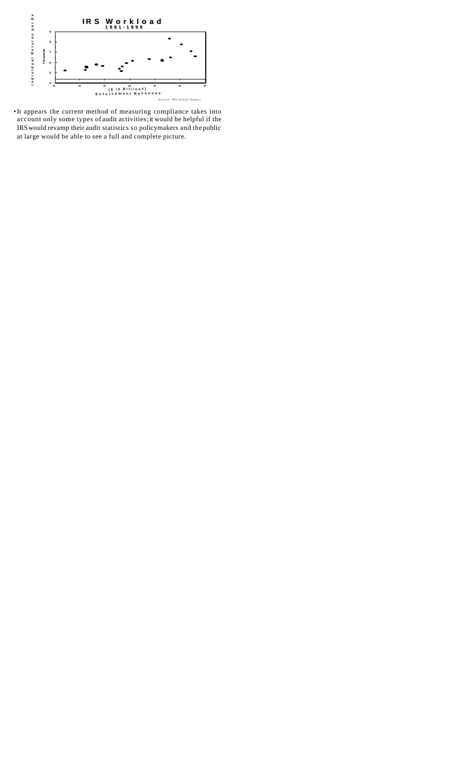IRS Workload
1981-1999

Individual Returns per Ex
Thousands

9
8
7
6
5
4

10 15 20 25 30 35 40

($ in Billions)
Enforcement Revenues

Source: IRS Annual Report

- It appears the current method of measuring compliance takes into account only some types of audit activities; it would be helpful if the IRS would revamp their audit statistics so policymakers and the public at large would be able to see a full and complete picture.